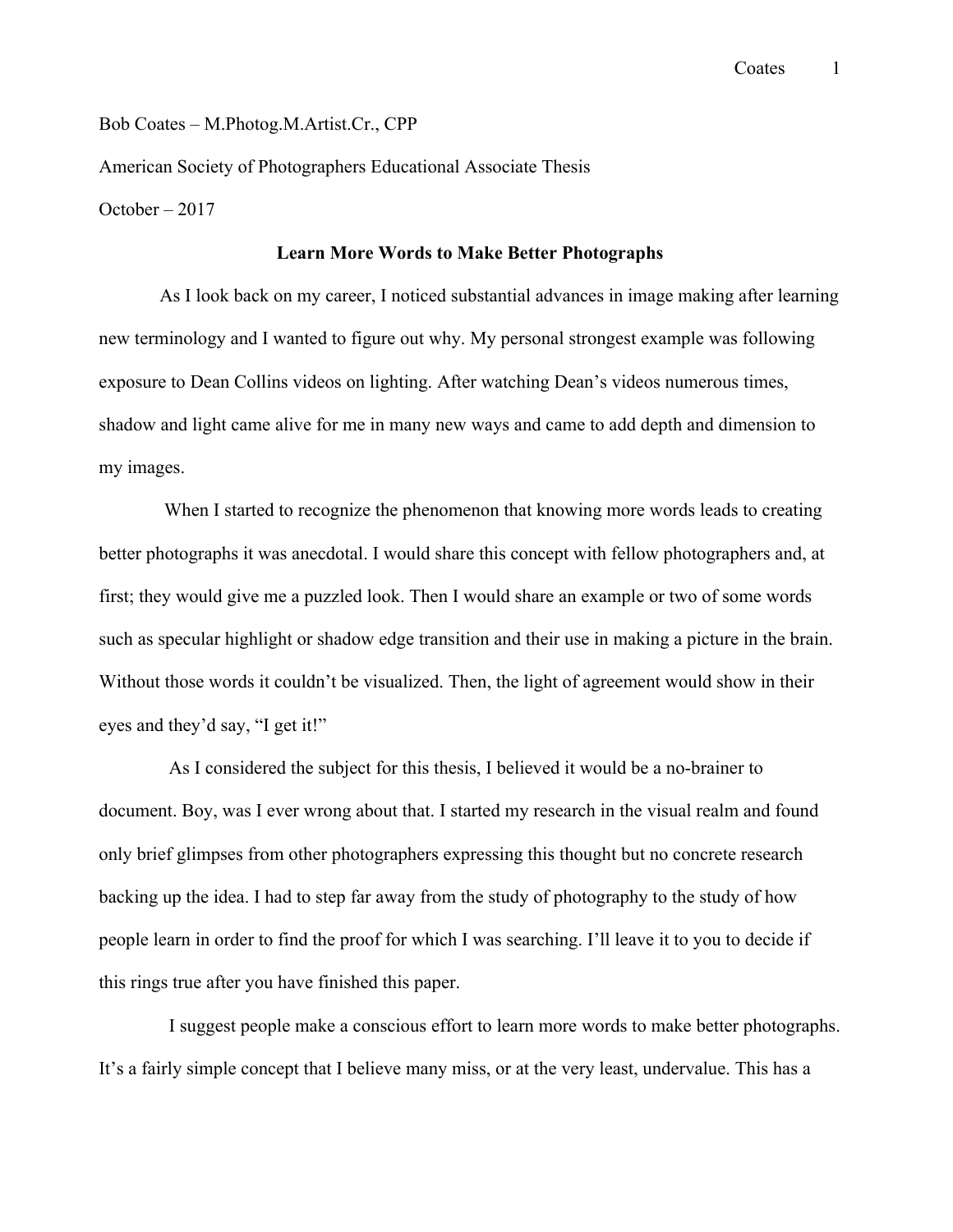Bob Coates – M.Photog.M.Artist.Cr., CPP

American Society of Photographers Educational Associate Thesis

October – 2017

**Learn More Words to Make Better Photographs**

As I look back on my career, I noticed substantial advances in image making after learning new terminology and I wanted to figure out why. My personal strongest example was following exposure to Dean Collins videos on lighting. After watching Dean's videos numerous times, shadow and light came alive for me in many new ways and came to add depth and dimension to my images.

When I started to recognize the phenomenon that knowing more words leads to creating better photographs it was anecdotal. I would share this concept with fellow photographers and, at first; they would give me a puzzled look. Then I would share an example or two of some words such as specular highlight or shadow edge transition and their use in making a picture in the brain. Without those words it couldn't be visualized. Then, the light of agreement would show in their eyes and they'd say, "I get it!"

As I considered the subject for this thesis, I believed it would be a no-brainer to document. Boy, was I ever wrong about that. I started my research in the visual realm and found only brief glimpses from other photographers expressing this thought but no concrete research backing up the idea. I had to step far away from the study of photography to the study of how people learn in order to find the proof for which I was searching. I'll leave it to you to decide if this rings true after you have finished this paper.

I suggest people make a conscious effort to learn more words to make better photographs. It's a fairly simple concept that I believe many miss, or at the very least, undervalue. This has a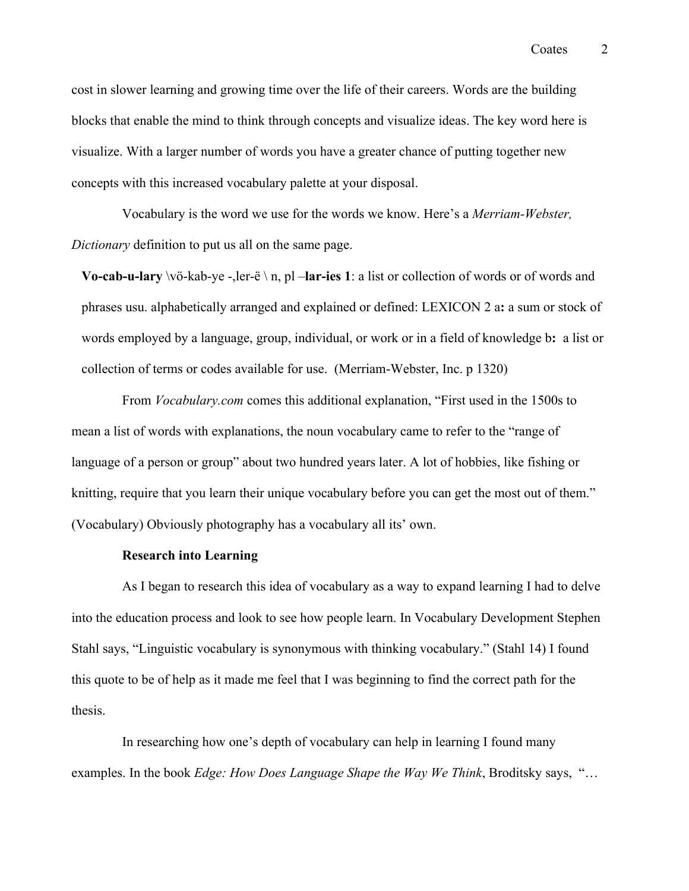cost in slower learning and growing time over the life of their careers. Words are the building blocks that enable the mind to think through concepts and visualize ideas. The key word here is visualize. With a larger number of words you have a greater chance of putting together new concepts with this increased vocabulary palette at your disposal.

Vocabulary is the word we use for the words we know. Here's a *Merriam-Webster, Dictionary* definition to put us all on the same page.

> **Vo-cab-u-lary** \vö-kab-ye -,ler-ë \ n, pl –**lar-ies 1**: a list or collection of words or of words and phrases usu. alphabetically arranged and explained or defined: LEXICON 2 a**:** a sum or stock of words employed by a language, group, individual, or work or in a field of knowledge b**:** a list or collection of terms or codes available for use. (Merriam-Webster, Inc. p 1320)

From *Vocabulary.com* comes this additional explanation, "First used in the 1500s to mean a list of words with explanations, the noun vocabulary came to refer to the "range of language of a person or group" about two hundred years later. A lot of hobbies, like fishing or knitting, require that you learn their unique vocabulary before you can get the most out of them." (Vocabulary) Obviously photography has a vocabulary all its' own.

**Research into Learning**

As I began to research this idea of vocabulary as a way to expand learning I had to delve into the education process and look to see how people learn. In Vocabulary Development Stephen Stahl says, "Linguistic vocabulary is synonymous with thinking vocabulary." (Stahl 14) I found this quote to be of help as it made me feel that I was beginning to find the correct path for the thesis.

In researching how one's depth of vocabulary can help in learning I found many examples. In the book *Edge: How Does Language Shape the Way We Think*, Broditsky says, "…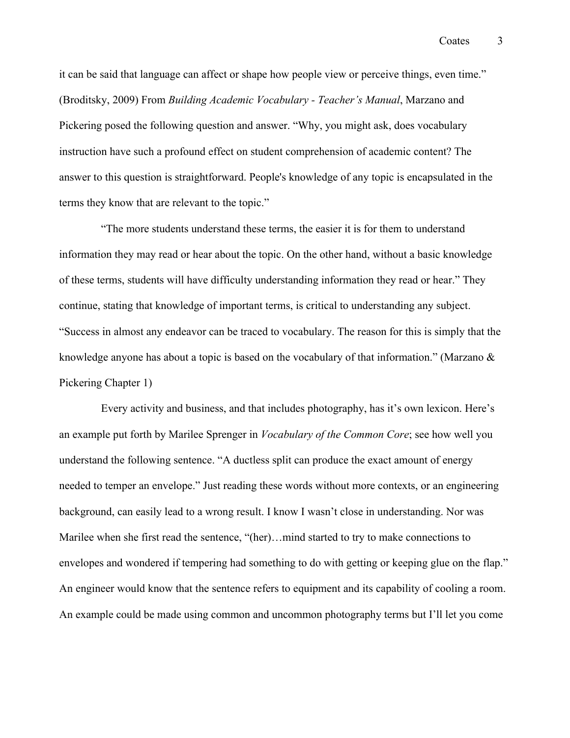it can be said that language can affect or shape how people view or perceive things, even time." (Broditsky, 2009) From *Building Academic Vocabulary - Teacher's Manual*, Marzano and Pickering posed the following question and answer. "Why, you might ask, does vocabulary instruction have such a profound effect on student comprehension of academic content? The answer to this question is straightforward. People's knowledge of any topic is encapsulated in the terms they know that are relevant to the topic."

"The more students understand these terms, the easier it is for them to understand information they may read or hear about the topic. On the other hand, without a basic knowledge of these terms, students will have difficulty understanding information they read or hear." They continue, stating that knowledge of important terms, is critical to understanding any subject. "Success in almost any endeavor can be traced to vocabulary. The reason for this is simply that the knowledge anyone has about a topic is based on the vocabulary of that information." (Marzano & Pickering Chapter 1)

Every activity and business, and that includes photography, has it's own lexicon. Here's an example put forth by Marilee Sprenger in *Vocabulary of the Common Core*; see how well you understand the following sentence. "A ductless split can produce the exact amount of energy needed to temper an envelope." Just reading these words without more contexts, or an engineering background, can easily lead to a wrong result. I know I wasn't close in understanding. Nor was Marilee when she first read the sentence, "(her)…mind started to try to make connections to envelopes and wondered if tempering had something to do with getting or keeping glue on the flap." An engineer would know that the sentence refers to equipment and its capability of cooling a room. An example could be made using common and uncommon photography terms but I'll let you come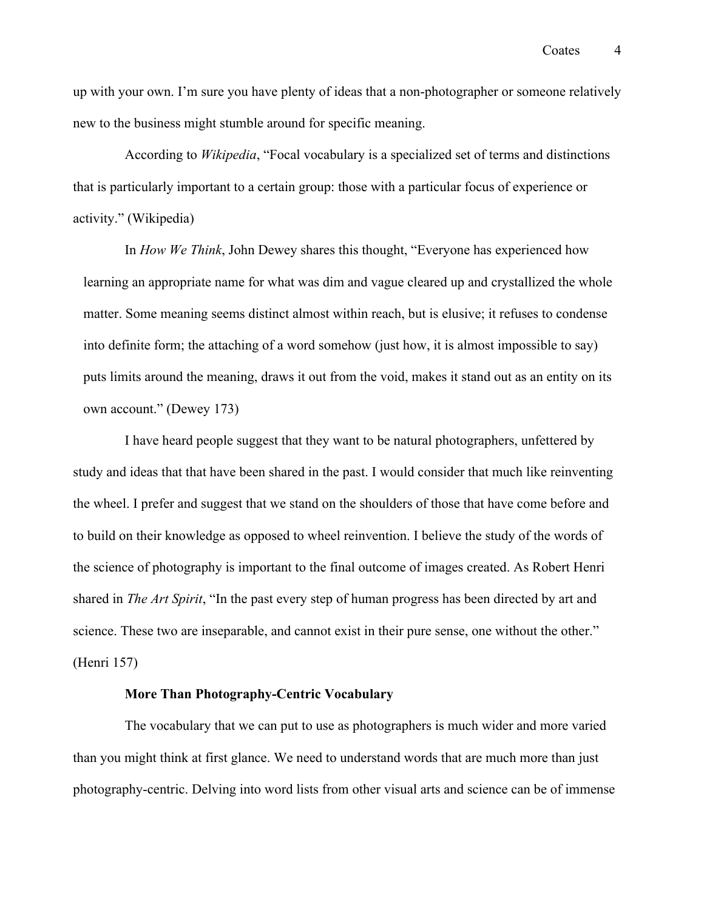up with your own. I'm sure you have plenty of ideas that a non-photographer or someone relatively new to the business might stumble around for specific meaning.

According to *Wikipedia*, "Focal vocabulary is a specialized set of terms and distinctions that is particularly important to a certain group: those with a particular focus of experience or activity." (Wikipedia)

In *How We Think*, John Dewey shares this thought, "Everyone has experienced how learning an appropriate name for what was dim and vague cleared up and crystallized the whole matter. Some meaning seems distinct almost within reach, but is elusive; it refuses to condense into definite form; the attaching of a word somehow (just how, it is almost impossible to say) puts limits around the meaning, draws it out from the void, makes it stand out as an entity on its own account." (Dewey 173)

I have heard people suggest that they want to be natural photographers, unfettered by study and ideas that that have been shared in the past. I would consider that much like reinventing the wheel. I prefer and suggest that we stand on the shoulders of those that have come before and to build on their knowledge as opposed to wheel reinvention. I believe the study of the words of the science of photography is important to the final outcome of images created. As Robert Henri shared in *The Art Spirit*, "In the past every step of human progress has been directed by art and science. These two are inseparable, and cannot exist in their pure sense, one without the other." (Henri 157)

**More Than Photography-Centric Vocabulary**

The vocabulary that we can put to use as photographers is much wider and more varied than you might think at first glance. We need to understand words that are much more than just photography-centric. Delving into word lists from other visual arts and science can be of immense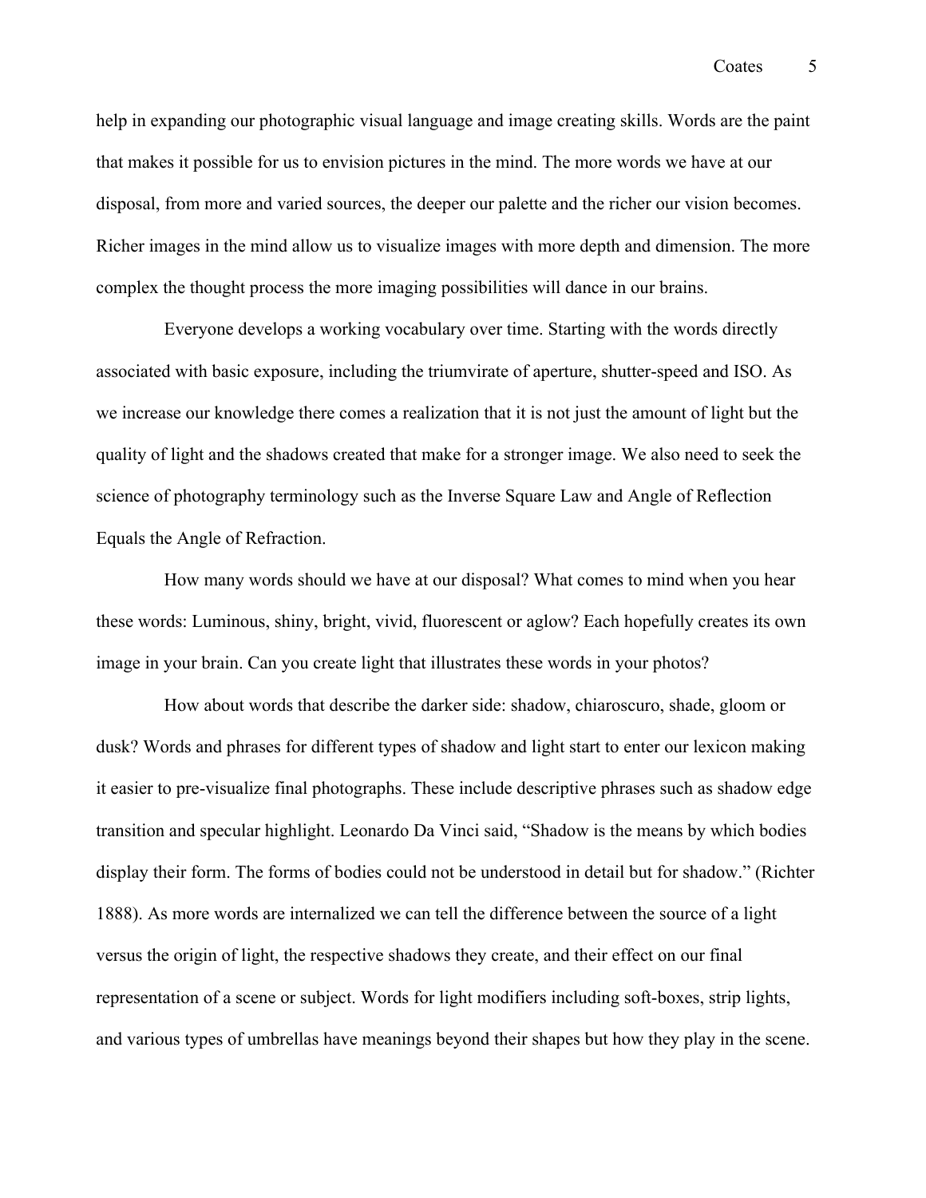help in expanding our photographic visual language and image creating skills. Words are the paint that makes it possible for us to envision pictures in the mind. The more words we have at our disposal, from more and varied sources, the deeper our palette and the richer our vision becomes. Richer images in the mind allow us to visualize images with more depth and dimension. The more complex the thought process the more imaging possibilities will dance in our brains.

Everyone develops a working vocabulary over time. Starting with the words directly associated with basic exposure, including the triumvirate of aperture, shutter-speed and ISO. As we increase our knowledge there comes a realization that it is not just the amount of light but the quality of light and the shadows created that make for a stronger image. We also need to seek the science of photography terminology such as the Inverse Square Law and Angle of Reflection Equals the Angle of Refraction.

How many words should we have at our disposal? What comes to mind when you hear these words: Luminous, shiny, bright, vivid, fluorescent or aglow? Each hopefully creates its own image in your brain. Can you create light that illustrates these words in your photos?

How about words that describe the darker side: shadow, chiaroscuro, shade, gloom or dusk? Words and phrases for different types of shadow and light start to enter our lexicon making it easier to pre-visualize final photographs. These include descriptive phrases such as shadow edge transition and specular highlight. Leonardo Da Vinci said, "Shadow is the means by which bodies display their form. The forms of bodies could not be understood in detail but for shadow." (Richter 1888). As more words are internalized we can tell the difference between the source of a light versus the origin of light, the respective shadows they create, and their effect on our final representation of a scene or subject. Words for light modifiers including soft-boxes, strip lights, and various types of umbrellas have meanings beyond their shapes but how they play in the scene.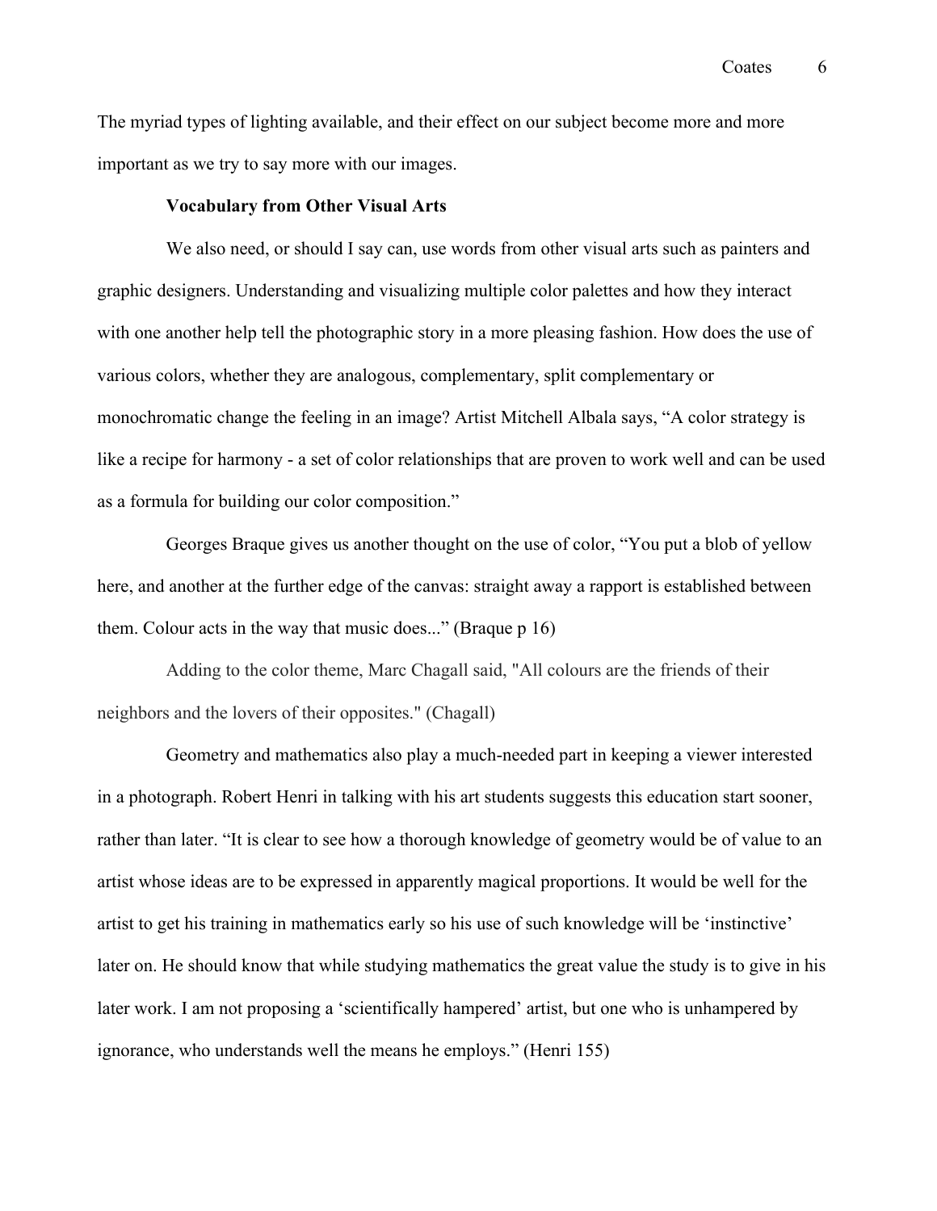The myriad types of lighting available, and their effect on our subject become more and more important as we try to say more with our images.

**Vocabulary from Other Visual Arts**

We also need, or should I say can, use words from other visual arts such as painters and graphic designers. Understanding and visualizing multiple color palettes and how they interact with one another help tell the photographic story in a more pleasing fashion. How does the use of various colors, whether they are analogous, complementary, split complementary or monochromatic change the feeling in an image? Artist Mitchell Albala says, “A color strategy is like a recipe for harmony - a set of color relationships that are proven to work well and can be used as a formula for building our color composition.”

Georges Braque gives us another thought on the use of color, “You put a blob of yellow here, and another at the further edge of the canvas: straight away a rapport is established between them. Colour acts in the way that music does...” (Braque p 16)

Adding to the color theme, Marc Chagall said, "All colours are the friends of their neighbors and the lovers of their opposites." (Chagall)

Geometry and mathematics also play a much-needed part in keeping a viewer interested in a photograph. Robert Henri in talking with his art students suggests this education start sooner, rather than later. “It is clear to see how a thorough knowledge of geometry would be of value to an artist whose ideas are to be expressed in apparently magical proportions. It would be well for the artist to get his training in mathematics early so his use of such knowledge will be ‘instinctive’ later on. He should know that while studying mathematics the great value the study is to give in his later work. I am not proposing a ‘scientifically hampered’ artist, but one who is unhampered by ignorance, who understands well the means he employs.” (Henri 155)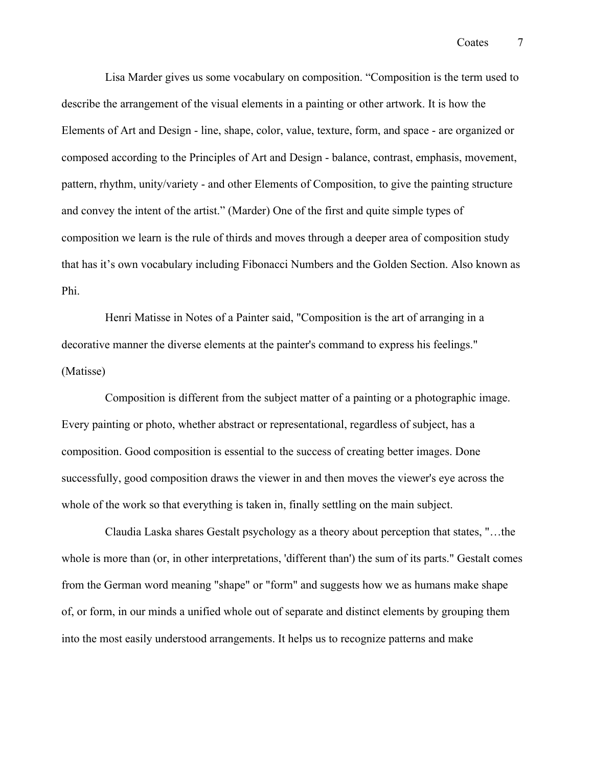Lisa Marder gives us some vocabulary on composition. “Composition is the term used to describe the arrangement of the visual elements in a painting or other artwork. It is how the Elements of Art and Design - line, shape, color, value, texture, form, and space - are organized or composed according to the Principles of Art and Design - balance, contrast, emphasis, movement, pattern, rhythm, unity/variety - and other Elements of Composition, to give the painting structure and convey the intent of the artist.” (Marder) One of the first and quite simple types of composition we learn is the rule of thirds and moves through a deeper area of composition study that has it’s own vocabulary including Fibonacci Numbers and the Golden Section. Also known as Phi.

Henri Matisse in Notes of a Painter said, "Composition is the art of arranging in a decorative manner the diverse elements at the painter's command to express his feelings." (Matisse)

Composition is different from the subject matter of a painting or a photographic image. Every painting or photo, whether abstract or representational, regardless of subject, has a composition. Good composition is essential to the success of creating better images. Done successfully, good composition draws the viewer in and then moves the viewer's eye across the whole of the work so that everything is taken in, finally settling on the main subject.

Claudia Laska shares Gestalt psychology as a theory about perception that states, "…the whole is more than (or, in other interpretations, 'different than') the sum of its parts." Gestalt comes from the German word meaning "shape" or "form" and suggests how we as humans make shape of, or form, in our minds a unified whole out of separate and distinct elements by grouping them into the most easily understood arrangements. It helps us to recognize patterns and make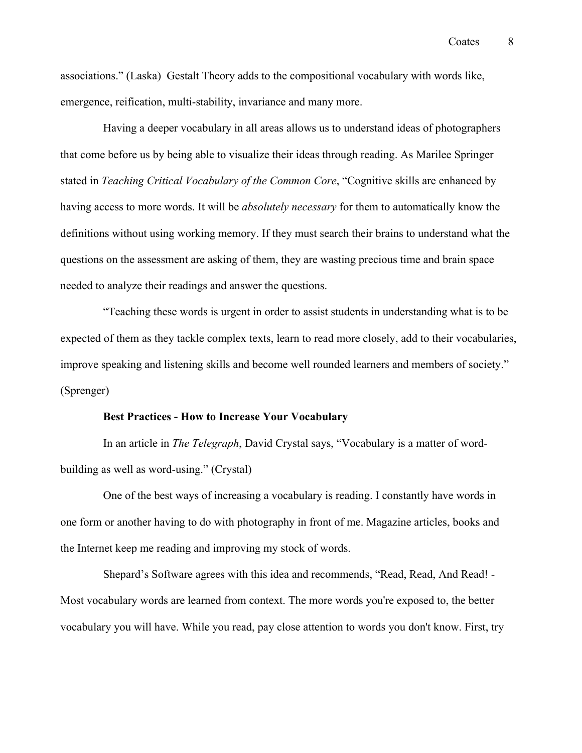associations." (Laska) Gestalt Theory adds to the compositional vocabulary with words like, emergence, reification, multi-stability, invariance and many more.

Having a deeper vocabulary in all areas allows us to understand ideas of photographers that come before us by being able to visualize their ideas through reading. As Marilee Springer stated in *Teaching Critical Vocabulary of the Common Core*, "Cognitive skills are enhanced by having access to more words. It will be *absolutely necessary* for them to automatically know the definitions without using working memory. If they must search their brains to understand what the questions on the assessment are asking of them, they are wasting precious time and brain space needed to analyze their readings and answer the questions.

"Teaching these words is urgent in order to assist students in understanding what is to be expected of them as they tackle complex texts, learn to read more closely, add to their vocabularies, improve speaking and listening skills and become well rounded learners and members of society." (Sprenger)

**Best Practices - How to Increase Your Vocabulary**

In an article in *The Telegraph*, David Crystal says, "Vocabulary is a matter of word-building as well as word-using." (Crystal)

One of the best ways of increasing a vocabulary is reading. I constantly have words in one form or another having to do with photography in front of me. Magazine articles, books and the Internet keep me reading and improving my stock of words.

Shepard's Software agrees with this idea and recommends, "Read, Read, And Read! - Most vocabulary words are learned from context. The more words you're exposed to, the better vocabulary you will have. While you read, pay close attention to words you don't know. First, try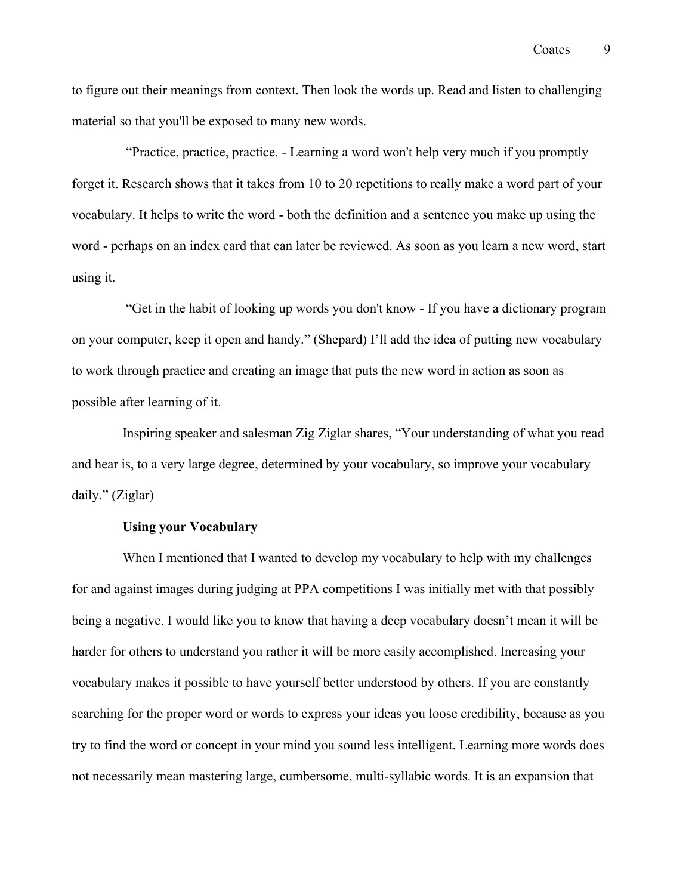to figure out their meanings from context. Then look the words up. Read and listen to challenging material so that you'll be exposed to many new words.

"Practice, practice, practice. - Learning a word won't help very much if you promptly forget it. Research shows that it takes from 10 to 20 repetitions to really make a word part of your vocabulary. It helps to write the word - both the definition and a sentence you make up using the word - perhaps on an index card that can later be reviewed. As soon as you learn a new word, start using it.

"Get in the habit of looking up words you don't know - If you have a dictionary program on your computer, keep it open and handy." (Shepard) I'll add the idea of putting new vocabulary to work through practice and creating an image that puts the new word in action as soon as possible after learning of it.

Inspiring speaker and salesman Zig Ziglar shares, "Your understanding of what you read and hear is, to a very large degree, determined by your vocabulary, so improve your vocabulary daily." (Ziglar)

**Using your Vocabulary**

When I mentioned that I wanted to develop my vocabulary to help with my challenges for and against images during judging at PPA competitions I was initially met with that possibly being a negative. I would like you to know that having a deep vocabulary doesn't mean it will be harder for others to understand you rather it will be more easily accomplished. Increasing your vocabulary makes it possible to have yourself better understood by others. If you are constantly searching for the proper word or words to express your ideas you loose credibility, because as you try to find the word or concept in your mind you sound less intelligent. Learning more words does not necessarily mean mastering large, cumbersome, multi-syllabic words. It is an expansion that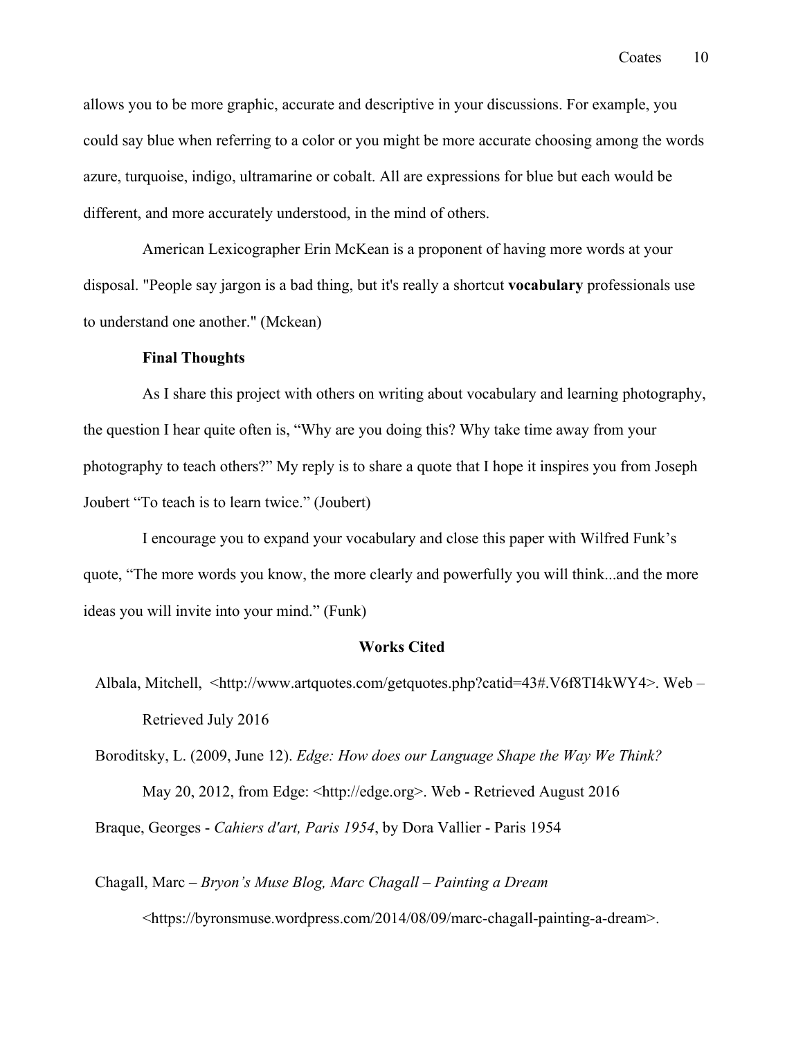allows you to be more graphic, accurate and descriptive in your discussions. For example, you could say blue when referring to a color or you might be more accurate choosing among the words azure, turquoise, indigo, ultramarine or cobalt. All are expressions for blue but each would be different, and more accurately understood, in the mind of others.

American Lexicographer Erin McKean is a proponent of having more words at your disposal. "People say jargon is a bad thing, but it's really a shortcut **vocabulary** professionals use to understand one another." (Mckean)

**Final Thoughts**

As I share this project with others on writing about vocabulary and learning photography, the question I hear quite often is, "Why are you doing this? Why take time away from your photography to teach others?" My reply is to share a quote that I hope it inspires you from Joseph Joubert "To teach is to learn twice." (Joubert)

I encourage you to expand your vocabulary and close this paper with Wilfred Funk's quote, "The more words you know, the more clearly and powerfully you will think...and the more ideas you will invite into your mind." (Funk)

**Works Cited**

Albala, Mitchell, <http://www.artquotes.com/getquotes.php?catid=43#.V6f8TI4kWY4>. Web – Retrieved July 2016

Boroditsky, L. (2009, June 12). *Edge: How does our Language Shape the Way We Think?* May 20, 2012, from Edge: <http://edge.org>. Web - Retrieved August 2016

Braque, Georges - *Cahiers d'art, Paris 1954*, by Dora Vallier - Paris 1954

Chagall, Marc – *Bryon's Muse Blog, Marc Chagall – Painting a Dream* <https://byronsmuse.wordpress.com/2014/08/09/marc-chagall-painting-a-dream>.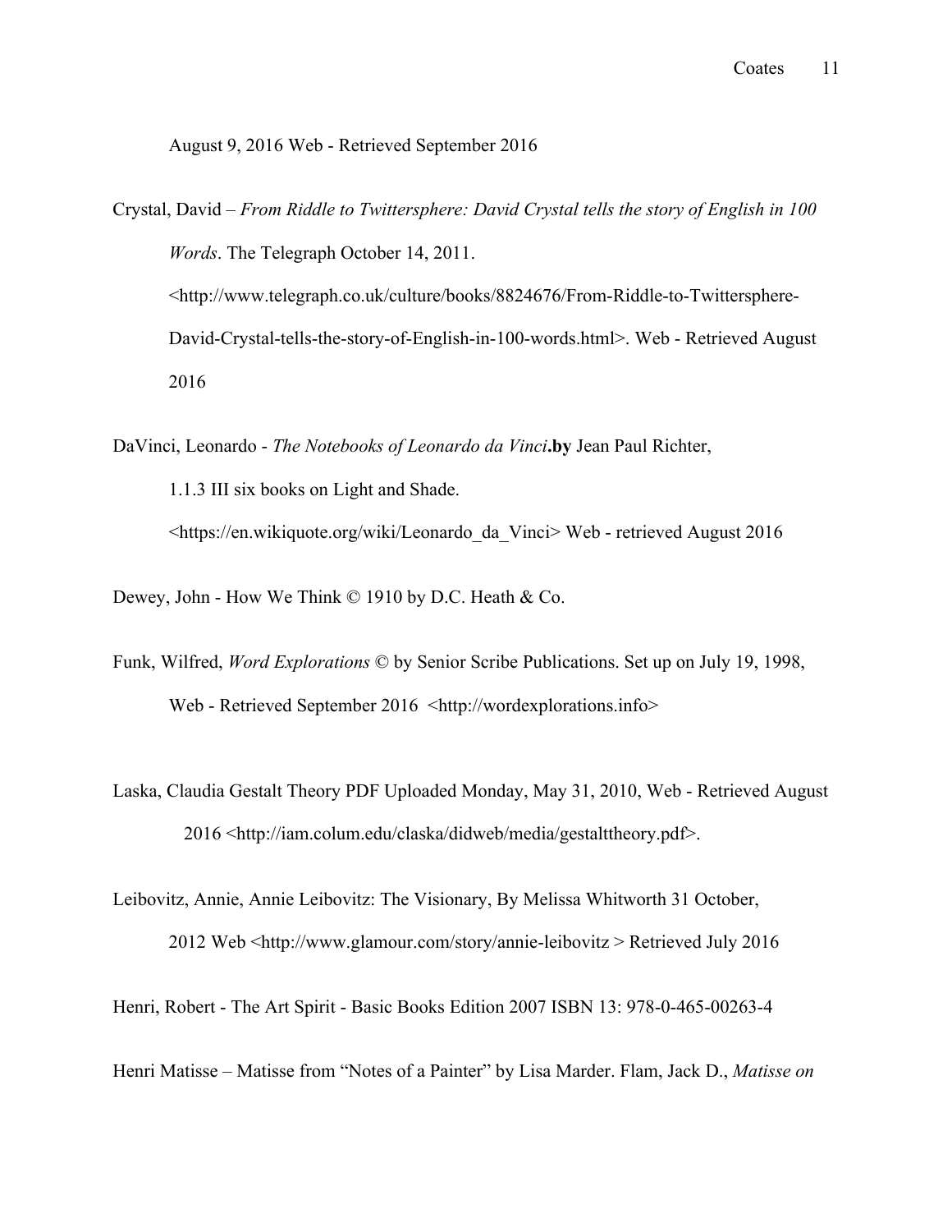August 9, 2016 Web - Retrieved September 2016

Crystal, David – *From Riddle to Twittersphere: David Crystal tells the story of English in 100 Words*. The Telegraph October 14, 2011. <http://www.telegraph.co.uk/culture/books/8824676/From-Riddle-to-Twittersphere-David-Crystal-tells-the-story-of-English-in-100-words.html>. Web - Retrieved August 2016

DaVinci, Leonardo - *The Notebooks of Leonardo da Vinci*.**by** Jean Paul Richter, 1.1.3 III six books on Light and Shade. <https://en.wikiquote.org/wiki/Leonardo_da_Vinci> Web - retrieved August 2016

Dewey, John - How We Think © 1910 by D.C. Heath & Co.

Funk, Wilfred, *Word Explorations* © by Senior Scribe Publications. Set up on July 19, 1998, Web - Retrieved September 2016 <http://wordexplorations.info>

Laska, Claudia Gestalt Theory PDF Uploaded Monday, May 31, 2010, Web - Retrieved August 2016 <http://iam.colum.edu/claska/didweb/media/gestalttheory.pdf>.

Leibovitz, Annie, Annie Leibovitz: The Visionary, By Melissa Whitworth 31 October, 2012 Web <http://www.glamour.com/story/annie-leibovitz > Retrieved July 2016

Henri, Robert - The Art Spirit - Basic Books Edition 2007 ISBN 13: 978-0-465-00263-4

Henri Matisse – Matisse from "Notes of a Painter" by Lisa Marder. Flam, Jack D., *Matisse on*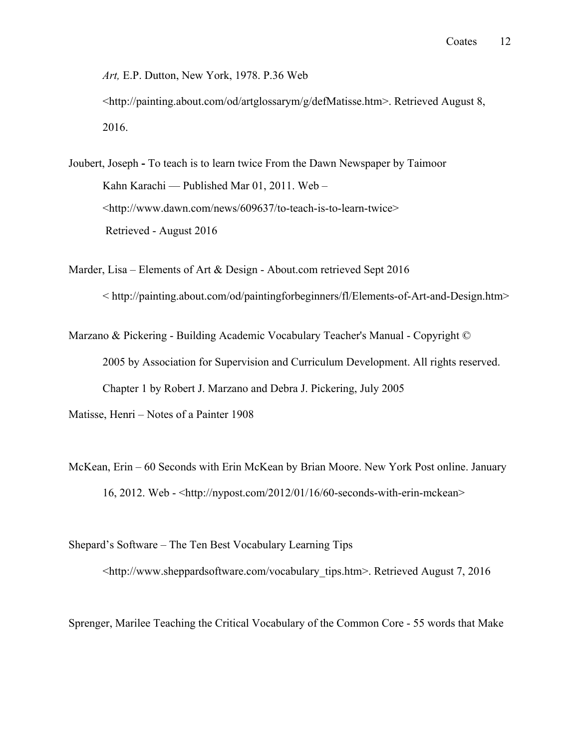*Art,* E.P. Dutton, New York, 1978. P.36 Web <http://painting.about.com/od/artglossarym/g/defMatisse.htm>. Retrieved August 8, 2016.

Joubert, Joseph **-** To teach is to learn twice From the Dawn Newspaper by Taimoor Kahn Karachi — Published Mar 01, 2011. Web – <http://www.dawn.com/news/609637/to-teach-is-to-learn-twice> Retrieved - August 2016

Marder, Lisa – Elements of Art & Design - About.com retrieved Sept 2016 < http://painting.about.com/od/paintingforbeginners/fl/Elements-of-Art-and-Design.htm>

Marzano & Pickering - Building Academic Vocabulary Teacher's Manual - Copyright © 2005 by Association for Supervision and Curriculum Development. All rights reserved. Chapter 1 by Robert J. Marzano and Debra J. Pickering, July 2005

Matisse, Henri – Notes of a Painter 1908

McKean, Erin – 60 Seconds with Erin McKean by Brian Moore. New York Post online. January 16, 2012. Web - <http://nypost.com/2012/01/16/60-seconds-with-erin-mckean>

Shepard's Software – The Ten Best Vocabulary Learning Tips <http://www.sheppardsoftware.com/vocabulary_tips.htm>. Retrieved August 7, 2016

Sprenger, Marilee Teaching the Critical Vocabulary of the Common Core - 55 words that Make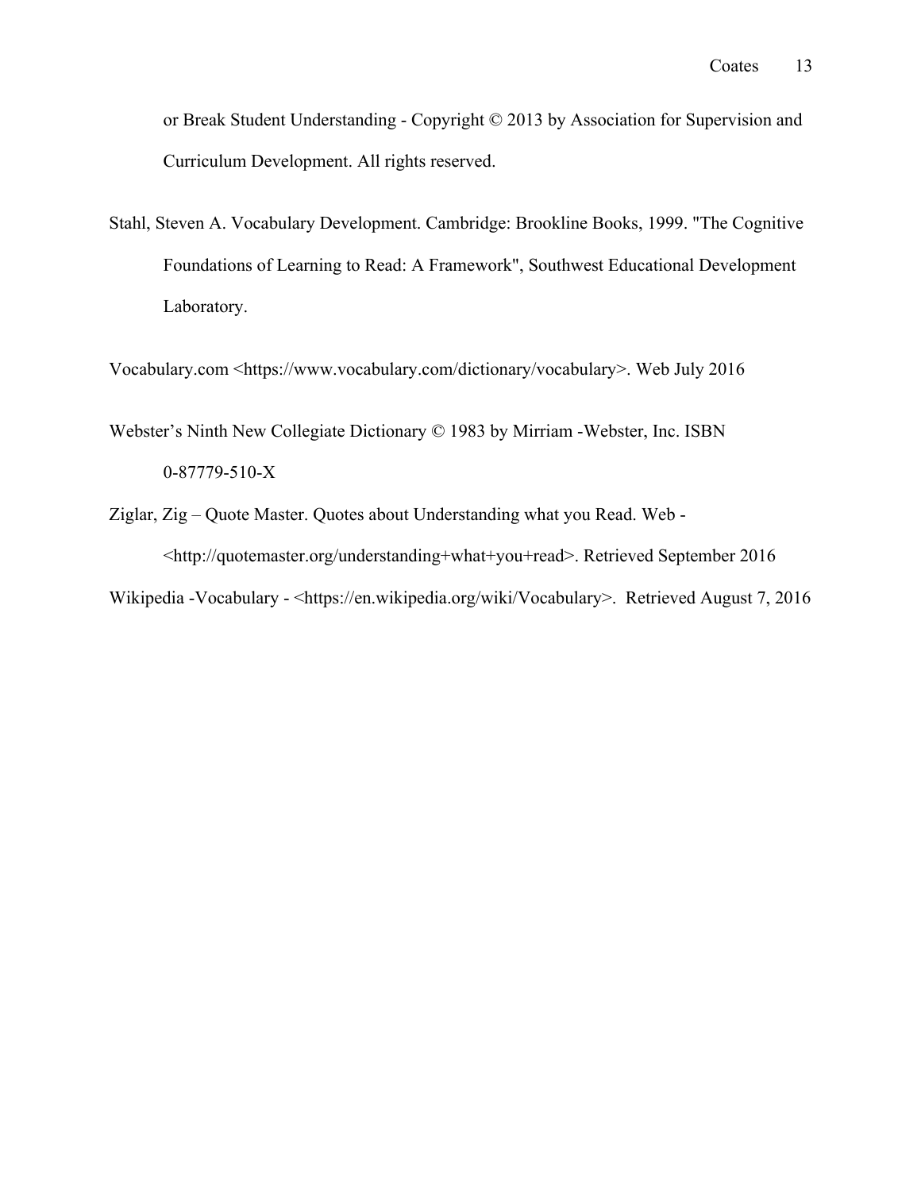or Break Student Understanding - Copyright © 2013 by Association for Supervision and Curriculum Development. All rights reserved.

Stahl, Steven A. Vocabulary Development. Cambridge: Brookline Books, 1999. "The Cognitive Foundations of Learning to Read: A Framework", Southwest Educational Development Laboratory.

Vocabulary.com <https://www.vocabulary.com/dictionary/vocabulary>. Web July 2016

Webster's Ninth New Collegiate Dictionary © 1983 by Mirriam -Webster, Inc. ISBN 0-87779-510-X

Ziglar, Zig – Quote Master. Quotes about Understanding what you Read. Web - <http://quotemaster.org/understanding+what+you+read>. Retrieved September 2016

Wikipedia -Vocabulary - <https://en.wikipedia.org/wiki/Vocabulary>. Retrieved August 7, 2016